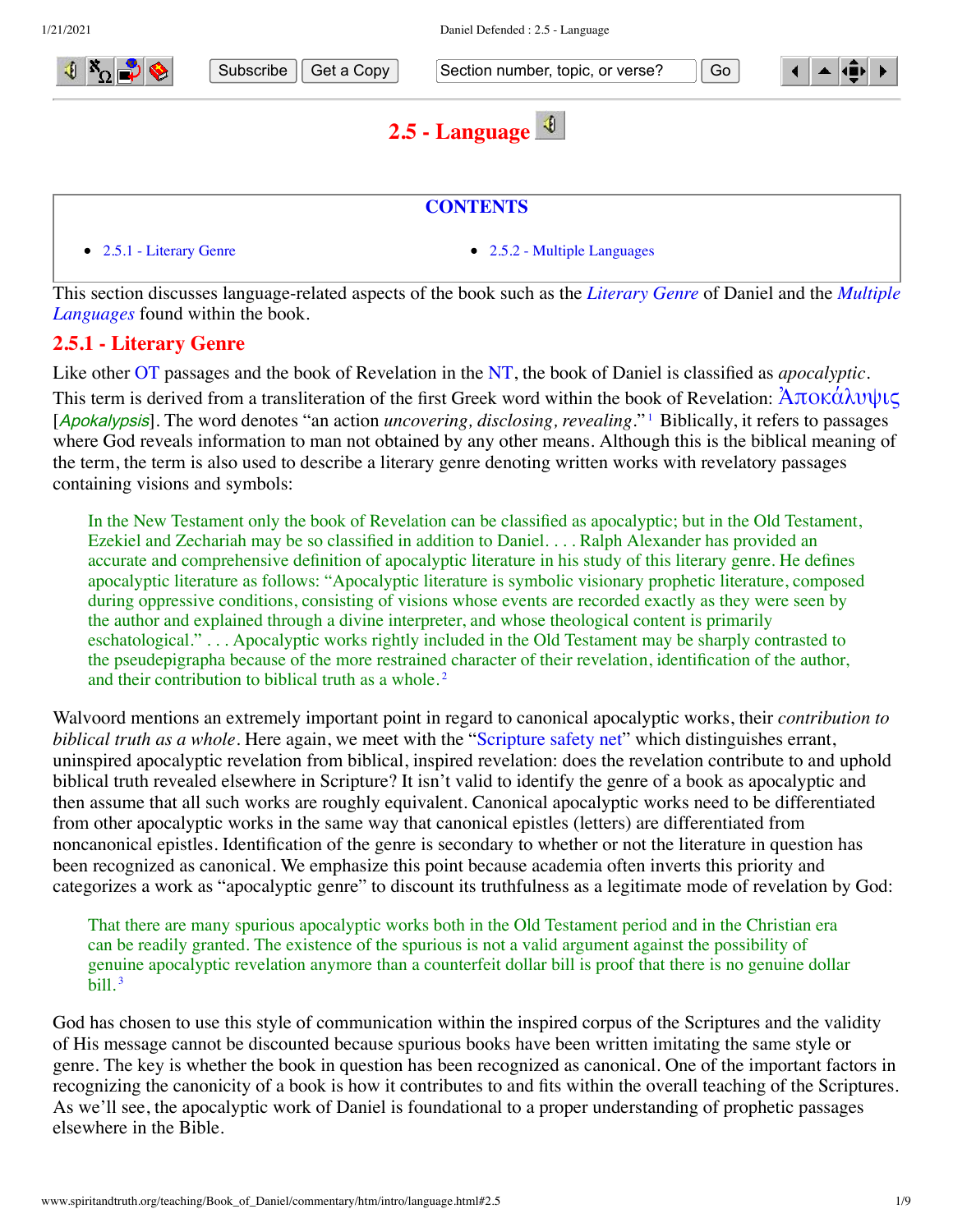# 2.5 - Language

**CONTENTS**

- 2.5.1 - Literary Genre
- 2.5.2 - Multiple Languages

This section discusses language-related aspects of the book such as the *Literary Genre* of Daniel and the *Multiple Languages* found within the book.

## 2.5.1 - Literary Genre

Like other OT passages and the book of Revelation in the NT, the book of Daniel is classified as *apocalyptic*. This term is derived from a transliteration of the first Greek word within the book of Revelation: Ἀποκάλυψις [*Apokalypsis*]. The word denotes "an action *uncovering, disclosing, revealing*."[1] Biblically, it refers to passages where God reveals information to man not obtained by any other means. Although this is the biblical meaning of the term, the term is also used to describe a literary genre denoting written works with revelatory passages containing visions and symbols:

> In the New Testament only the book of Revelation can be classified as apocalyptic; but in the Old Testament, Ezekiel and Zechariah may be so classified in addition to Daniel. . . . Ralph Alexander has provided an accurate and comprehensive definition of apocalyptic literature in his study of this literary genre. He defines apocalyptic literature as follows: "Apocalyptic literature is symbolic visionary prophetic literature, composed during oppressive conditions, consisting of visions whose events are recorded exactly as they were seen by the author and explained through a divine interpreter, and whose theological content is primarily eschatological." . . . Apocalyptic works rightly included in the Old Testament may be sharply contrasted to the pseudepigrapha because of the more restrained character of their revelation, identification of the author, and their contribution to biblical truth as a whole.[2]

Walvoord mentions an extremely important point in regard to canonical apocalyptic works, their *contribution to biblical truth as a whole*. Here again, we meet with the "Scripture safety net" which distinguishes errant, uninspired apocalyptic revelation from biblical, inspired revelation: does the revelation contribute to and uphold biblical truth revealed elsewhere in Scripture? It isn't valid to identify the genre of a book as apocalyptic and then assume that all such works are roughly equivalent. Canonical apocalyptic works need to be differentiated from other apocalyptic works in the same way that canonical epistles (letters) are differentiated from noncanonical epistles. Identification of the genre is secondary to whether or not the literature in question has been recognized as canonical. We emphasize this point because academia often inverts this priority and categorizes a work as "apocalyptic genre" to discount its truthfulness as a legitimate mode of revelation by God:

> That there are many spurious apocalyptic works both in the Old Testament period and in the Christian era can be readily granted. The existence of the spurious is not a valid argument against the possibility of genuine apocalyptic revelation anymore than a counterfeit dollar bill is proof that there is no genuine dollar bill.[3]

God has chosen to use this style of communication within the inspired corpus of the Scriptures and the validity of His message cannot be discounted because spurious books have been written imitating the same style or genre. The key is whether the book in question has been recognized as canonical. One of the important factors in recognizing the canonicity of a book is how it contributes to and fits within the overall teaching of the Scriptures. As we'll see, the apocalyptic work of Daniel is foundational to a proper understanding of prophetic passages elsewhere in the Bible.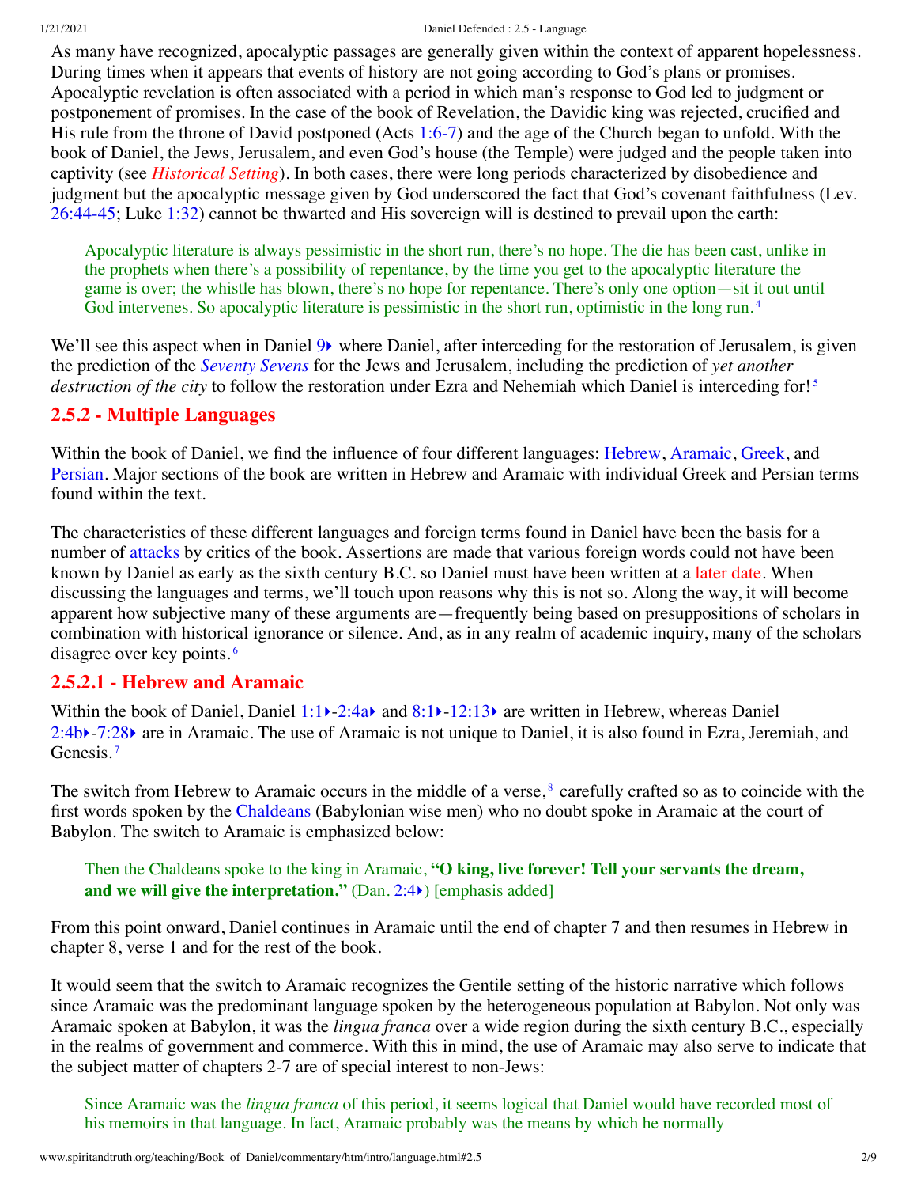As many have recognized, apocalyptic passages are generally given within the context of apparent hopelessness. During times when it appears that events of history are not going according to God's plans or promises. Apocalyptic revelation is often associated with a period in which man's response to God led to judgment or postponement of promises. In the case of the book of Revelation, the Davidic king was rejected, crucified and His rule from the throne of David postponed (Acts 1:6-7) and the age of the Church began to unfold. With the book of Daniel, the Jews, Jerusalem, and even God's house (the Temple) were judged and the people taken into captivity (see *Historical Setting*). In both cases, there were long periods characterized by disobedience and judgment but the apocalyptic message given by God underscored the fact that God's covenant faithfulness (Lev. 26:44-45; Luke 1:32) cannot be thwarted and His sovereign will is destined to prevail upon the earth:

> Apocalyptic literature is always pessimistic in the short run, there's no hope. The die has been cast, unlike in the prophets when there's a possibility of repentance, by the time you get to the apocalyptic literature the game is over; the whistle has blown, there's no hope for repentance. There's only one option—sit it out until God intervenes. So apocalyptic literature is pessimistic in the short run, optimistic in the long run.[4]

We'll see this aspect when in Daniel 9 where Daniel, after interceding for the restoration of Jerusalem, is given the prediction of the *Seventy Sevens* for the Jews and Jerusalem, including the prediction of *yet another destruction of the city* to follow the restoration under Ezra and Nehemiah which Daniel is interceding for![5]

### 2.5.2 - Multiple Languages

Within the book of Daniel, we find the influence of four different languages: Hebrew, Aramaic, Greek, and Persian. Major sections of the book are written in Hebrew and Aramaic with individual Greek and Persian terms found within the text.

The characteristics of these different languages and foreign terms found in Daniel have been the basis for a number of attacks by critics of the book. Assertions are made that various foreign words could not have been known by Daniel as early as the sixth century B.C. so Daniel must have been written at a later date. When discussing the languages and terms, we'll touch upon reasons why this is not so. Along the way, it will become apparent how subjective many of these arguments are—frequently being based on presuppositions of scholars in combination with historical ignorance or silence. And, as in any realm of academic inquiry, many of the scholars disagree over key points.[6]

#### 2.5.2.1 - Hebrew and Aramaic

Within the book of Daniel, Daniel 1:1-2:4a and 8:1-12:13 are written in Hebrew, whereas Daniel 2:4b-7:28 are in Aramaic. The use of Aramaic is not unique to Daniel, it is also found in Ezra, Jeremiah, and Genesis.[7]

The switch from Hebrew to Aramaic occurs in the middle of a verse,[8] carefully crafted so as to coincide with the first words spoken by the Chaldeans (Babylonian wise men) who no doubt spoke in Aramaic at the court of Babylon. The switch to Aramaic is emphasized below:

> Then the Chaldeans spoke to the king in Aramaic, **"O king, live forever! Tell your servants the dream, and we will give the interpretation."** (Dan. 2:4) [emphasis added]

From this point onward, Daniel continues in Aramaic until the end of chapter 7 and then resumes in Hebrew in chapter 8, verse 1 and for the rest of the book.

It would seem that the switch to Aramaic recognizes the Gentile setting of the historic narrative which follows since Aramaic was the predominant language spoken by the heterogeneous population at Babylon. Not only was Aramaic spoken at Babylon, it was the *lingua franca* over a wide region during the sixth century B.C., especially in the realms of government and commerce. With this in mind, the use of Aramaic may also serve to indicate that the subject matter of chapters 2-7 are of special interest to non-Jews:

> Since Aramaic was the *lingua franca* of this period, it seems logical that Daniel would have recorded most of his memoirs in that language. In fact, Aramaic probably was the means by which he normally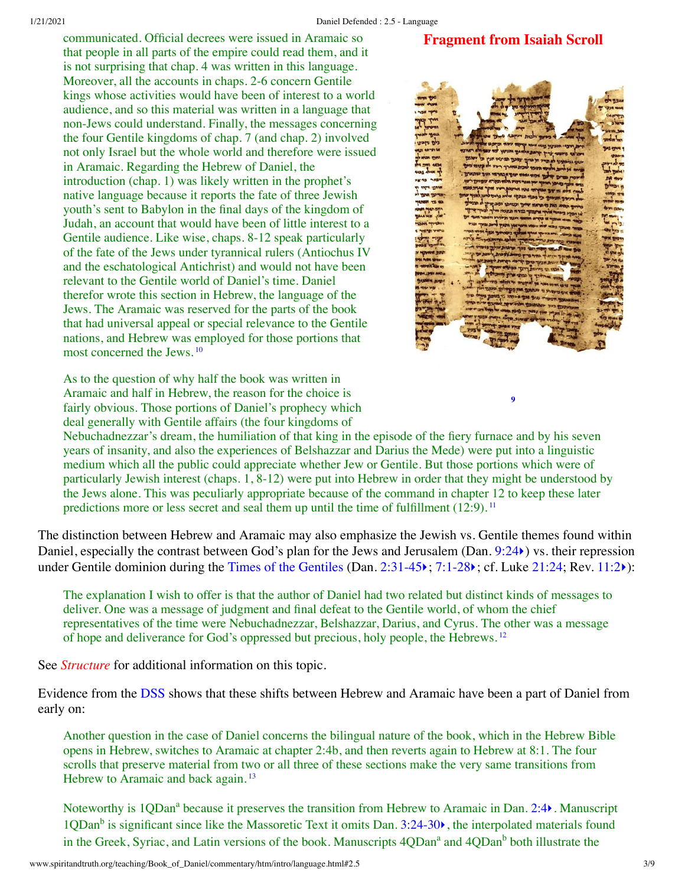communicated. Official decrees were issued in Aramaic so that people in all parts of the empire could read them, and it is not surprising that chap. 4 was written in this language. Moreover, all the accounts in chaps. 2-6 concern Gentile kings whose activities would have been of interest to a world audience, and so this material was written in a language that non-Jews could understand. Finally, the messages concerning the four Gentile kingdoms of chap. 7 (and chap. 2) involved not only Israel but the whole world and therefore were issued in Aramaic. Regarding the Hebrew of Daniel, the introduction (chap. 1) was likely written in the prophet's native language because it reports the fate of three Jewish youth's sent to Babylon in the final days of the kingdom of Judah, an account that would have been of little interest to a Gentile audience. Like wise, chaps. 8-12 speak particularly of the fate of the Jews under tyrannical rulers (Antiochus IV and the eschatological Antichrist) and would not have been relevant to the Gentile world of Daniel's time. Daniel therefor wrote this section in Hebrew, the language of the Jews. The Aramaic was reserved for the parts of the book that had universal appeal or special relevance to the Gentile nations, and Hebrew was employed for those portions that most concerned the Jews.[10]

**Fragment from Isaiah Scroll**

[9]

As to the question of why half the book was written in Aramaic and half in Hebrew, the reason for the choice is fairly obvious. Those portions of Daniel's prophecy which deal generally with Gentile affairs (the four kingdoms of Nebuchadnezzar's dream, the humiliation of that king in the episode of the fiery furnace and by his seven years of insanity, and also the experiences of Belshazzar and Darius the Mede) were put into a linguistic medium which all the public could appreciate whether Jew or Gentile. But those portions which were of particularly Jewish interest (chaps. 1, 8-12) were put into Hebrew in order that they might be understood by the Jews alone. This was peculiarly appropriate because of the command in chapter 12 to keep these later predictions more or less secret and seal them up until the time of fulfillment (12:9).[11]

The distinction between Hebrew and Aramaic may also emphasize the Jewish vs. Gentile themes found within Daniel, especially the contrast between God's plan for the Jews and Jerusalem (Dan. 9:24) vs. their repression under Gentile dominion during the Times of the Gentiles (Dan. 2:31-45; 7:1-28; cf. Luke 21:24; Rev. 11:2):

The explanation I wish to offer is that the author of Daniel had two related but distinct kinds of messages to deliver. One was a message of judgment and final defeat to the Gentile world, of whom the chief representatives of the time were Nebuchadnezzar, Belshazzar, Darius, and Cyrus. The other was a message of hope and deliverance for God's oppressed but precious, holy people, the Hebrews.[12]

See *Structure* for additional information on this topic.

Evidence from the DSS shows that these shifts between Hebrew and Aramaic have been a part of Daniel from early on:

Another question in the case of Daniel concerns the bilingual nature of the book, which in the Hebrew Bible opens in Hebrew, switches to Aramaic at chapter 2:4b, and then reverts again to Hebrew at 8:1. The four scrolls that preserve material from two or all three of these sections make the very same transitions from Hebrew to Aramaic and back again.[13]

Noteworthy is 1QDan[a] because it preserves the transition from Hebrew to Aramaic in Dan. 2:4. Manuscript 1QDan[b] is significant since like the Massoretic Text it omits Dan. 3:24-30, the interpolated materials found in the Greek, Syriac, and Latin versions of the book. Manuscripts 4QDan[a] and 4QDan[b] both illustrate the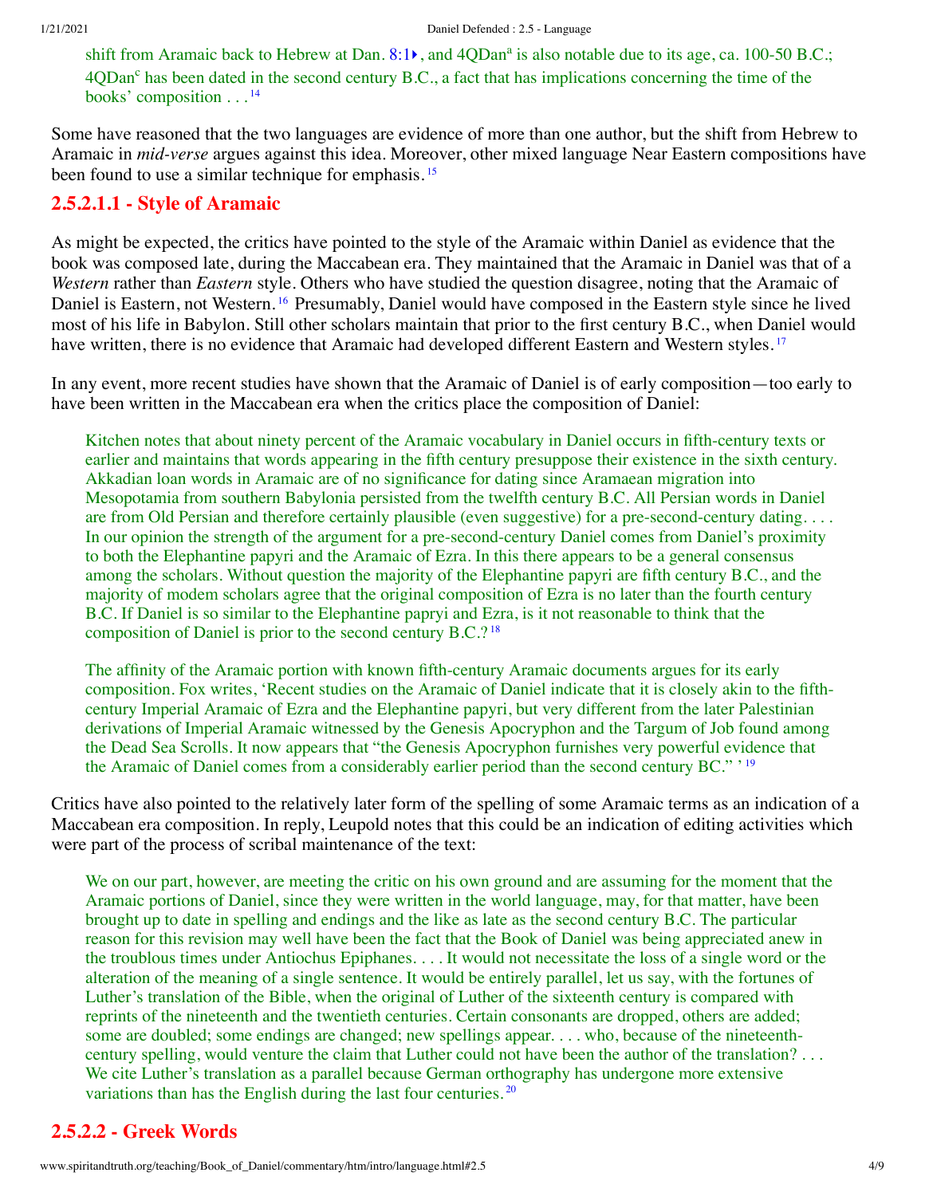shift from Aramaic back to Hebrew at Dan. 8:1, and 4QDan[a] is also notable due to its age, ca. 100-50 B.C.; 4QDan[c] has been dated in the second century B.C., a fact that has implications concerning the time of the books' composition . . .[14]

Some have reasoned that the two languages are evidence of more than one author, but the shift from Hebrew to Aramaic in *mid-verse* argues against this idea. Moreover, other mixed language Near Eastern compositions have been found to use a similar technique for emphasis.[15]

### 2.5.2.1.1 - Style of Aramaic

As might be expected, the critics have pointed to the style of the Aramaic within Daniel as evidence that the book was composed late, during the Maccabean era. They maintained that the Aramaic in Daniel was that of a *Western* rather than *Eastern* style. Others who have studied the question disagree, noting that the Aramaic of Daniel is Eastern, not Western.[16] Presumably, Daniel would have composed in the Eastern style since he lived most of his life in Babylon. Still other scholars maintain that prior to the first century B.C., when Daniel would have written, there is no evidence that Aramaic had developed different Eastern and Western styles.[17]

In any event, more recent studies have shown that the Aramaic of Daniel is of early composition—too early to have been written in the Maccabean era when the critics place the composition of Daniel:

> Kitchen notes that about ninety percent of the Aramaic vocabulary in Daniel occurs in fifth-century texts or earlier and maintains that words appearing in the fifth century presuppose their existence in the sixth century. Akkadian loan words in Aramaic are of no significance for dating since Aramaean migration into Mesopotamia from southern Babylonia persisted from the twelfth century B.C. All Persian words in Daniel are from Old Persian and therefore certainly plausible (even suggestive) for a pre-second-century dating. . . . In our opinion the strength of the argument for a pre-second-century Daniel comes from Daniel's proximity to both the Elephantine papyri and the Aramaic of Ezra. In this there appears to be a general consensus among the scholars. Without question the majority of the Elephantine papyri are fifth century B.C., and the majority of modem scholars agree that the original composition of Ezra is no later than the fourth century B.C. If Daniel is so similar to the Elephantine papryi and Ezra, is it not reasonable to think that the composition of Daniel is prior to the second century B.C.?[18]

> The affinity of the Aramaic portion with known fifth-century Aramaic documents argues for its early composition. Fox writes, 'Recent studies on the Aramaic of Daniel indicate that it is closely akin to the fifth-century Imperial Aramaic of Ezra and the Elephantine papyri, but very different from the later Palestinian derivations of Imperial Aramaic witnessed by the Genesis Apocryphon and the Targum of Job found among the Dead Sea Scrolls. It now appears that "the Genesis Apocryphon furnishes very powerful evidence that the Aramaic of Daniel comes from a considerably earlier period than the second century BC." '[19]

Critics have also pointed to the relatively later form of the spelling of some Aramaic terms as an indication of a Maccabean era composition. In reply, Leupold notes that this could be an indication of editing activities which were part of the process of scribal maintenance of the text:

> We on our part, however, are meeting the critic on his own ground and are assuming for the moment that the Aramaic portions of Daniel, since they were written in the world language, may, for that matter, have been brought up to date in spelling and endings and the like as late as the second century B.C. The particular reason for this revision may well have been the fact that the Book of Daniel was being appreciated anew in the troublous times under Antiochus Epiphanes. . . . It would not necessitate the loss of a single word or the alteration of the meaning of a single sentence. It would be entirely parallel, let us say, with the fortunes of Luther's translation of the Bible, when the original of Luther of the sixteenth century is compared with reprints of the nineteenth and the twentieth centuries. Certain consonants are dropped, others are added; some are doubled; some endings are changed; new spellings appear. . . . who, because of the nineteenth-century spelling, would venture the claim that Luther could not have been the author of the translation? . . . We cite Luther's translation as a parallel because German orthography has undergone more extensive variations than has the English during the last four centuries.[20]

### 2.5.2.2 - Greek Words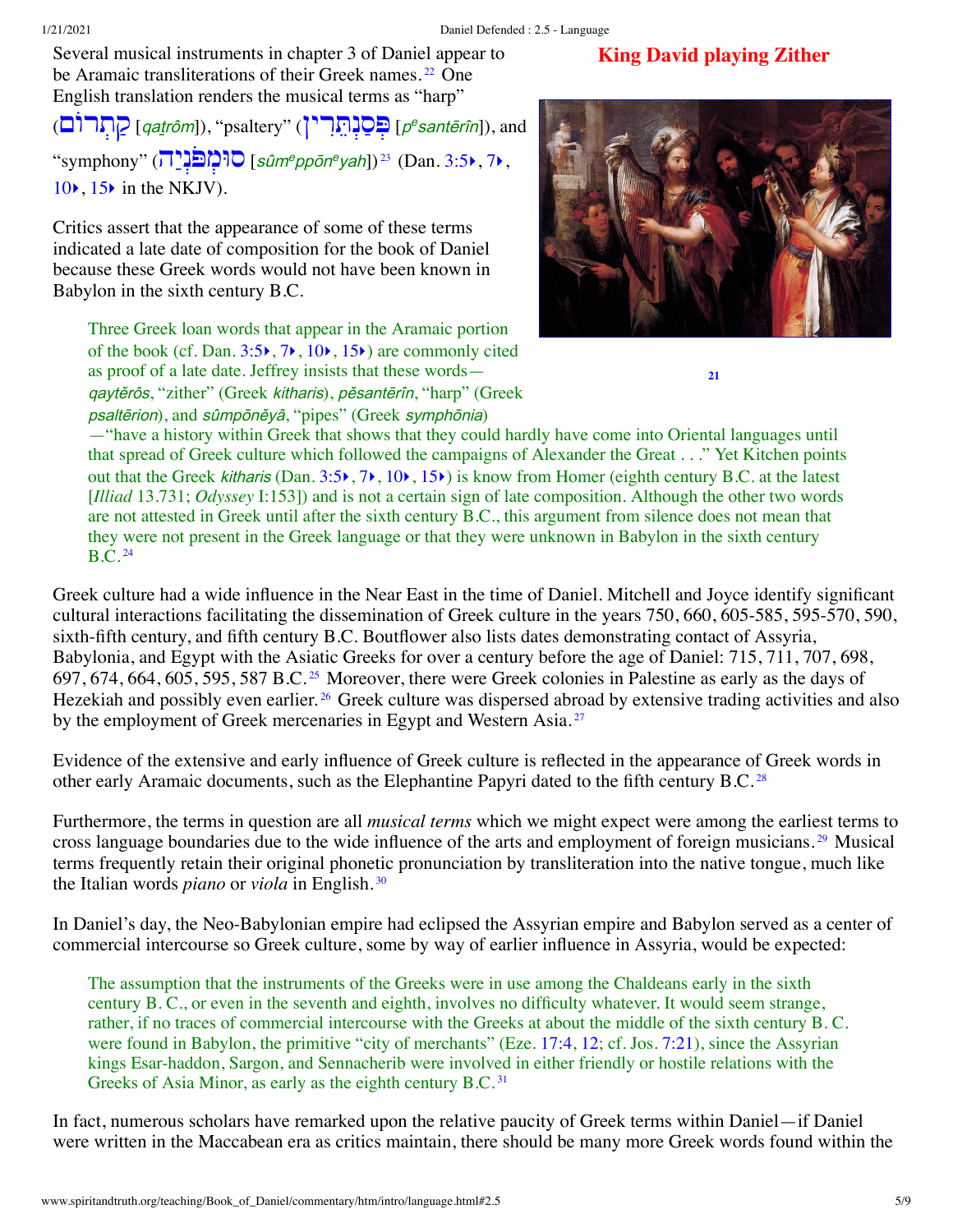Several musical instruments in chapter 3 of Daniel appear to be Aramaic transliterations of their Greek names.[22] One English translation renders the musical terms as "harp" (קַתְרוֹס [*qaṯrôm*]), "psaltery" (פְּסַנְתֵּרִין [*pesantērîn*]), and "symphony" (סוּמְפֹּנְיָה [*sûmeppōneyah*])[23] (Dan. 3:5, 7, 10, 15 in the NKJV).

**King David playing Zither**

21

Critics assert that the appearance of some of these terms indicated a late date of composition for the book of Daniel because these Greek words would not have been known in Babylon in the sixth century B.C.

> Three Greek loan words that appear in the Aramaic portion of the book (cf. Dan. 3:5, 7, 10, 15) are commonly cited as proof of a late date. Jeffrey insists that these words—*qaytĕrôs*, "zither" (Greek *kitharis*), *pĕsantērîn*, "harp" (Greek *psaltērion*), and *sûmpōnĕyâ*, "pipes" (Greek *symphōnia*)—"have a history within Greek that shows that they could hardly have come into Oriental languages until that spread of Greek culture which followed the campaigns of Alexander the Great . . ." Yet Kitchen points out that the Greek *kitharis* (Dan. 3:5, 7, 10, 15) is know from Homer (eighth century B.C. at the latest [*Illiad* 13.731; *Odyssey* I:153]) and is not a certain sign of late composition. Although the other two words are not attested in Greek until after the sixth century B.C., this argument from silence does not mean that they were not present in the Greek language or that they were unknown in Babylon in the sixth century B.C.[24]

Greek culture had a wide influence in the Near East in the time of Daniel. Mitchell and Joyce identify significant cultural interactions facilitating the dissemination of Greek culture in the years 750, 660, 605-585, 595-570, 590, sixth-fifth century, and fifth century B.C. Boutflower also lists dates demonstrating contact of Assyria, Babylonia, and Egypt with the Asiatic Greeks for over a century before the age of Daniel: 715, 711, 707, 698, 697, 674, 664, 605, 595, 587 B.C.[25] Moreover, there were Greek colonies in Palestine as early as the days of Hezekiah and possibly even earlier.[26] Greek culture was dispersed abroad by extensive trading activities and also by the employment of Greek mercenaries in Egypt and Western Asia.[27]

Evidence of the extensive and early influence of Greek culture is reflected in the appearance of Greek words in other early Aramaic documents, such as the Elephantine Papyri dated to the fifth century B.C.[28]

Furthermore, the terms in question are all *musical terms* which we might expect were among the earliest terms to cross language boundaries due to the wide influence of the arts and employment of foreign musicians.[29] Musical terms frequently retain their original phonetic pronunciation by transliteration into the native tongue, much like the Italian words *piano* or *viola* in English.[30]

In Daniel's day, the Neo-Babylonian empire had eclipsed the Assyrian empire and Babylon served as a center of commercial intercourse so Greek culture, some by way of earlier influence in Assyria, would be expected:

> The assumption that the instruments of the Greeks were in use among the Chaldeans early in the sixth century B. C., or even in the seventh and eighth, involves no difficulty whatever. It would seem strange, rather, if no traces of commercial intercourse with the Greeks at about the middle of the sixth century B. C. were found in Babylon, the primitive "city of merchants" (Eze. 17:4, 12; cf. Jos. 7:21), since the Assyrian kings Esar-haddon, Sargon, and Sennacherib were involved in either friendly or hostile relations with the Greeks of Asia Minor, as early as the eighth century B.C.[31]

In fact, numerous scholars have remarked upon the relative paucity of Greek terms within Daniel—if Daniel were written in the Maccabean era as critics maintain, there should be many more Greek words found within the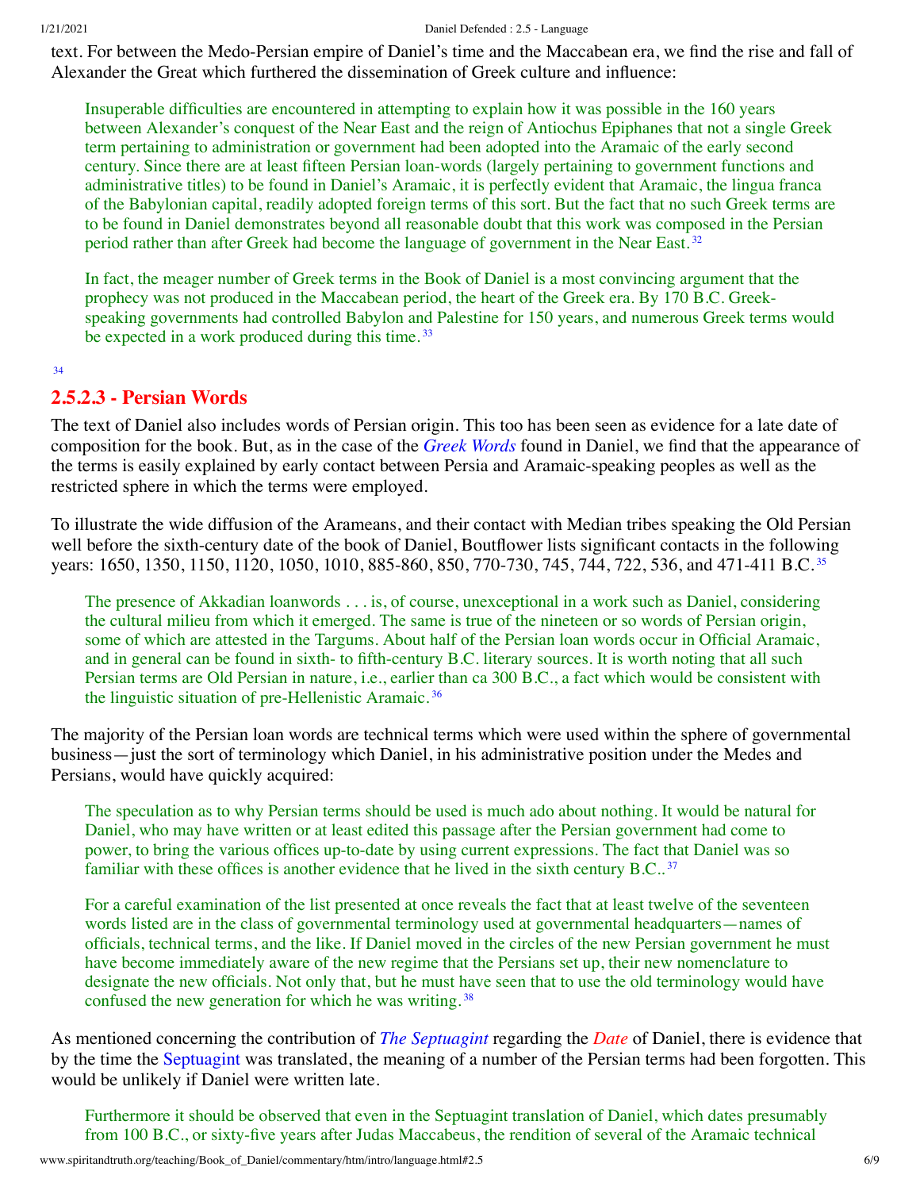text. For between the Medo-Persian empire of Daniel's time and the Maccabean era, we find the rise and fall of Alexander the Great which furthered the dissemination of Greek culture and influence:

> Insuperable difficulties are encountered in attempting to explain how it was possible in the 160 years between Alexander's conquest of the Near East and the reign of Antiochus Epiphanes that not a single Greek term pertaining to administration or government had been adopted into the Aramaic of the early second century. Since there are at least fifteen Persian loan-words (largely pertaining to government functions and administrative titles) to be found in Daniel's Aramaic, it is perfectly evident that Aramaic, the lingua franca of the Babylonian capital, readily adopted foreign terms of this sort. But the fact that no such Greek terms are to be found in Daniel demonstrates beyond all reasonable doubt that this work was composed in the Persian period rather than after Greek had become the language of government in the Near East.[32]

> In fact, the meager number of Greek terms in the Book of Daniel is a most convincing argument that the prophecy was not produced in the Maccabean period, the heart of the Greek era. By 170 B.C. Greek-speaking governments had controlled Babylon and Palestine for 150 years, and numerous Greek terms would be expected in a work produced during this time.[33]

[34]

### 2.5.2.3 - Persian Words

The text of Daniel also includes words of Persian origin. This too has been seen as evidence for a late date of composition for the book. But, as in the case of the *Greek Words* found in Daniel, we find that the appearance of the terms is easily explained by early contact between Persia and Aramaic-speaking peoples as well as the restricted sphere in which the terms were employed.

To illustrate the wide diffusion of the Arameans, and their contact with Median tribes speaking the Old Persian well before the sixth-century date of the book of Daniel, Boutflower lists significant contacts in the following years: 1650, 1350, 1150, 1120, 1050, 1010, 885-860, 850, 770-730, 745, 744, 722, 536, and 471-411 B.C.[35]

> The presence of Akkadian loanwords . . . is, of course, unexceptional in a work such as Daniel, considering the cultural milieu from which it emerged. The same is true of the nineteen or so words of Persian origin, some of which are attested in the Targums. About half of the Persian loan words occur in Official Aramaic, and in general can be found in sixth- to fifth-century B.C. literary sources. It is worth noting that all such Persian terms are Old Persian in nature, i.e., earlier than ca 300 B.C., a fact which would be consistent with the linguistic situation of pre-Hellenistic Aramaic.[36]

The majority of the Persian loan words are technical terms which were used within the sphere of governmental business—just the sort of terminology which Daniel, in his administrative position under the Medes and Persians, would have quickly acquired:

> The speculation as to why Persian terms should be used is much ado about nothing. It would be natural for Daniel, who may have written or at least edited this passage after the Persian government had come to power, to bring the various offices up-to-date by using current expressions. The fact that Daniel was so familiar with these offices is another evidence that he lived in the sixth century B.C..[37]

> For a careful examination of the list presented at once reveals the fact that at least twelve of the seventeen words listed are in the class of governmental terminology used at governmental headquarters—names of officials, technical terms, and the like. If Daniel moved in the circles of the new Persian government he must have become immediately aware of the new regime that the Persians set up, their new nomenclature to designate the new officials. Not only that, but he must have seen that to use the old terminology would have confused the new generation for which he was writing.[38]

As mentioned concerning the contribution of *The Septuagint* regarding the *Date* of Daniel, there is evidence that by the time the Septuagint was translated, the meaning of a number of the Persian terms had been forgotten. This would be unlikely if Daniel were written late.

> Furthermore it should be observed that even in the Septuagint translation of Daniel, which dates presumably from 100 B.C., or sixty-five years after Judas Maccabeus, the rendition of several of the Aramaic technical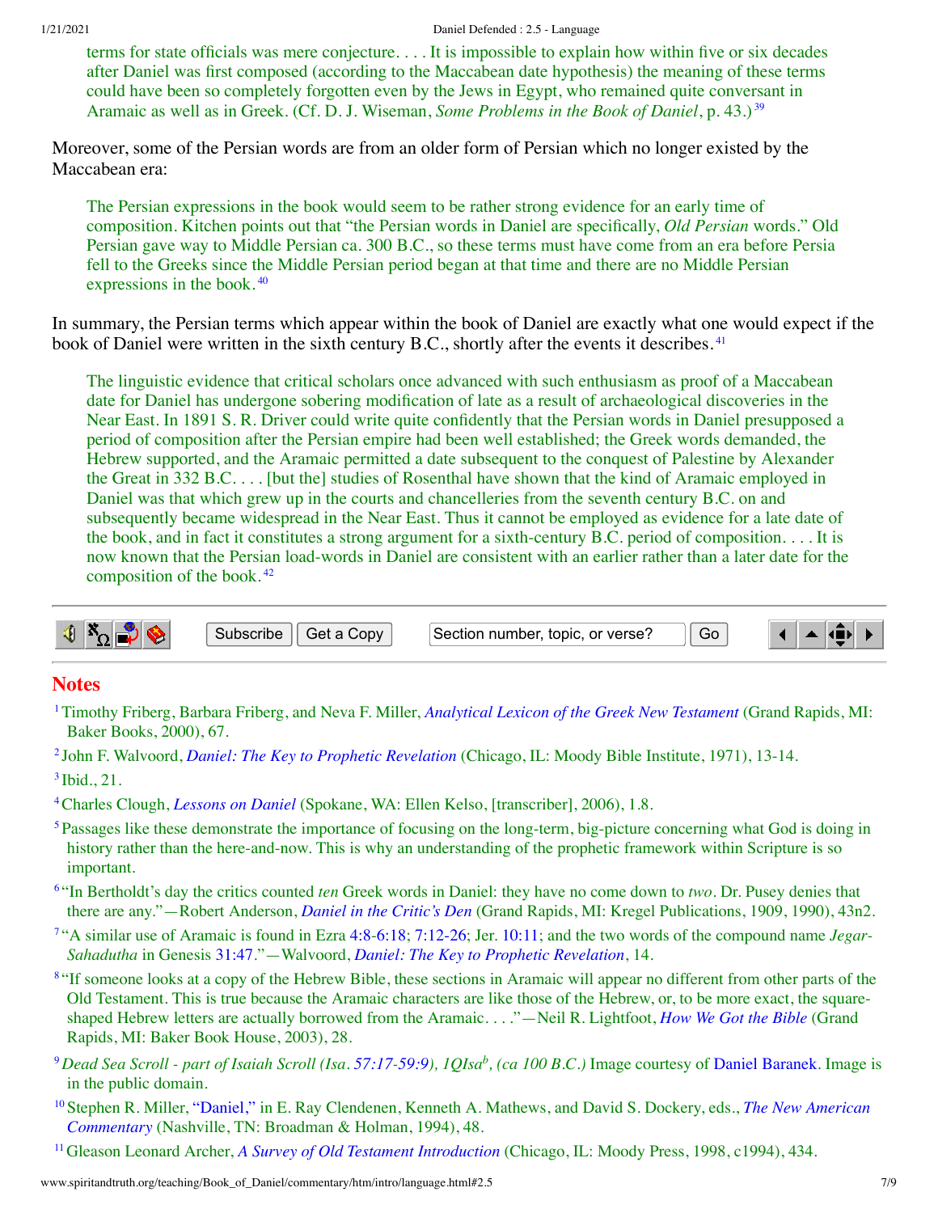> terms for state officials was mere conjecture. . . . It is impossible to explain how within five or six decades after Daniel was first composed (according to the Maccabean date hypothesis) the meaning of these terms could have been so completely forgotten even by the Jews in Egypt, who remained quite conversant in Aramaic as well as in Greek. (Cf. D. J. Wiseman, *Some Problems in the Book of Daniel*, p. 43.)[39]

Moreover, some of the Persian words are from an older form of Persian which no longer existed by the Maccabean era:

> The Persian expressions in the book would seem to be rather strong evidence for an early time of composition. Kitchen points out that "the Persian words in Daniel are specifically, *Old Persian* words." Old Persian gave way to Middle Persian ca. 300 B.C., so these terms must have come from an era before Persia fell to the Greeks since the Middle Persian period began at that time and there are no Middle Persian expressions in the book.[40]

In summary, the Persian terms which appear within the book of Daniel are exactly what one would expect if the book of Daniel were written in the sixth century B.C., shortly after the events it describes.[41]

> The linguistic evidence that critical scholars once advanced with such enthusiasm as proof of a Maccabean date for Daniel has undergone sobering modification of late as a result of archaeological discoveries in the Near East. In 1891 S. R. Driver could write quite confidently that the Persian words in Daniel presupposed a period of composition after the Persian empire had been well established; the Greek words demanded, the Hebrew supported, and the Aramaic permitted a date subsequent to the conquest of Palestine by Alexander the Great in 332 B.C. . . . [but the] studies of Rosenthal have shown that the kind of Aramaic employed in Daniel was that which grew up in the courts and chancelleries from the seventh century B.C. on and subsequently became widespread in the Near East. Thus it cannot be employed as evidence for a late date of the book, and in fact it constitutes a strong argument for a sixth-century B.C. period of composition. . . . It is now known that the Persian load-words in Daniel are consistent with an earlier rather than a later date for the composition of the book.[42]

## Notes

[1] Timothy Friberg, Barbara Friberg, and Neva F. Miller, *Analytical Lexicon of the Greek New Testament* (Grand Rapids, MI: Baker Books, 2000), 67.

[2] John F. Walvoord, *Daniel: The Key to Prophetic Revelation* (Chicago, IL: Moody Bible Institute, 1971), 13-14.

[3] Ibid., 21.

[4] Charles Clough, *Lessons on Daniel* (Spokane, WA: Ellen Kelso, [transcriber], 2006), 1.8.

[5] Passages like these demonstrate the importance of focusing on the long-term, big-picture concerning what God is doing in history rather than the here-and-now. This is why an understanding of the prophetic framework within Scripture is so important.

[6] "In Bertholdt's day the critics counted *ten* Greek words in Daniel: they have on come down to *two*. Dr. Pusey denies that there are any."—Robert Anderson, *Daniel in the Critic's Den* (Grand Rapids, MI: Kregel Publications, 1909, 1990), 43n2.

[7] "A similar use of Aramaic is found in Ezra 4:8-6:18; 7:12-26; Jer. 10:11; and the two words of the compound name *Jegar-Sahadutha* in Genesis 31:47."—Walvoord, *Daniel: The Key to Prophetic Revelation*, 14.

[8] "If someone looks at a copy of the Hebrew Bible, these sections in Aramaic will appear no different from other parts of the Old Testament. This is true because the Aramaic characters are like those of the Hebrew, or, to be more exact, the square-shaped Hebrew letters are actually borrowed from the Aramaic. . . ."—Neil R. Lightfoot, *How We Got the Bible* (Grand Rapids, MI: Baker Book House, 2003), 28.

[9] *Dead Sea Scroll - part of Isaiah Scroll (Isa. 57:17-59:9), 1QIsa$^b$, (ca 100 B.C.)* Image courtesy of Daniel Baranek. Image is in the public domain.

[10] Stephen R. Miller, "Daniel," in E. Ray Clendenen, Kenneth A. Mathews, and David S. Dockery, eds., *The New American Commentary* (Nashville, TN: Broadman & Holman, 1994), 48.

[11] Gleason Leonard Archer, *A Survey of Old Testament Introduction* (Chicago, IL: Moody Press, 1998, c1994), 434.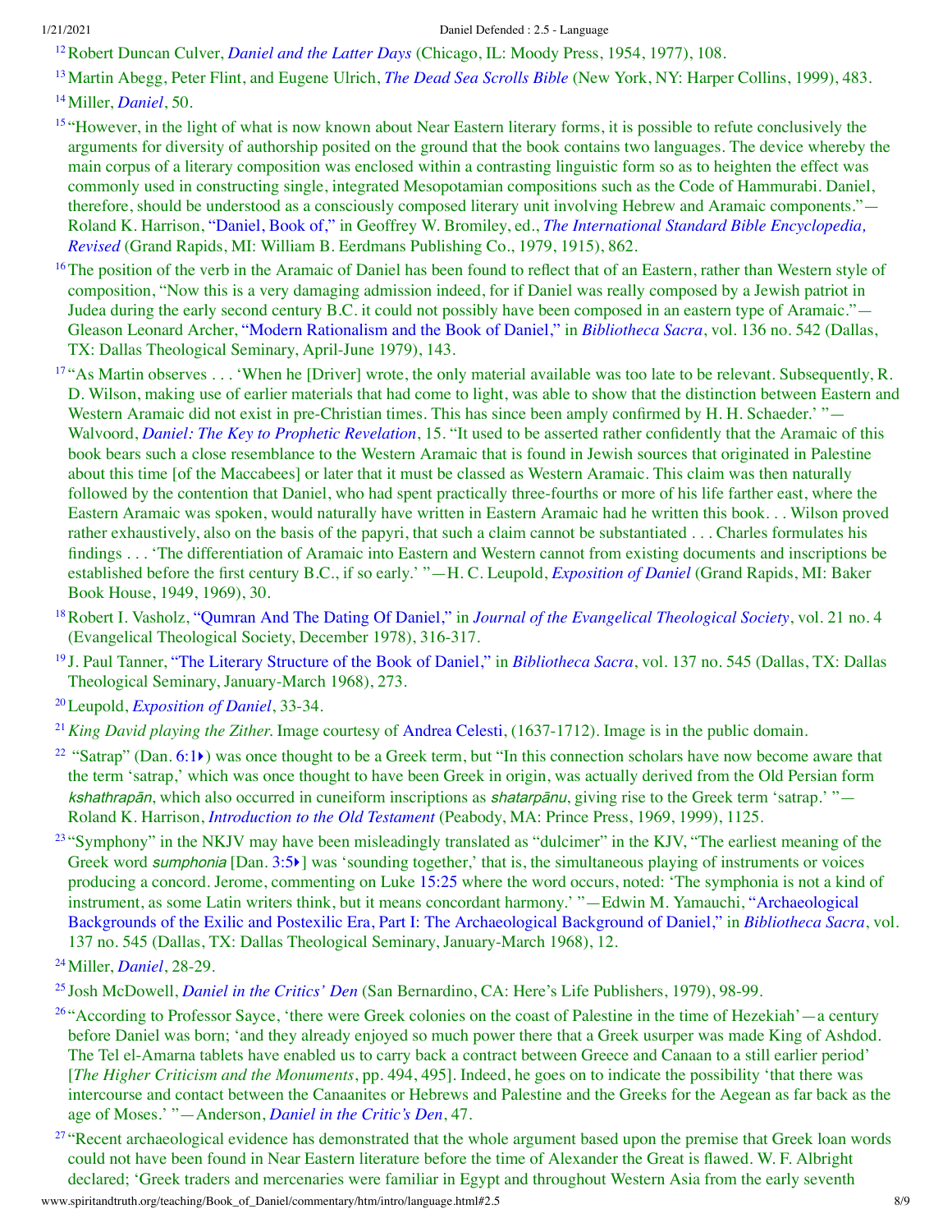[12] Robert Duncan Culver, *Daniel and the Latter Days* (Chicago, IL: Moody Press, 1954, 1977), 108.

[13] Martin Abegg, Peter Flint, and Eugene Ulrich, *The Dead Sea Scrolls Bible* (New York, NY: Harper Collins, 1999), 483.

[14] Miller, *Daniel*, 50.

[15] "However, in the light of what is now known about Near Eastern literary forms, it is possible to refute conclusively the arguments for diversity of authorship posited on the ground that the book contains two languages. The device whereby the main corpus of a literary composition was enclosed within a contrasting linguistic form so as to heighten the effect was commonly used in constructing single, integrated Mesopotamian compositions such as the Code of Hammurabi. Daniel, therefore, should be understood as a consciously composed literary unit involving Hebrew and Aramaic components."—Roland K. Harrison, "Daniel, Book of," in Geoffrey W. Bromiley, ed., *The International Standard Bible Encyclopedia, Revised* (Grand Rapids, MI: William B. Eerdmans Publishing Co., 1979, 1915), 862.

[16] The position of the verb in the Aramaic of Daniel has been found to reflect that of an Eastern, rather than Western style of composition, "Now this is a very damaging admission indeed, for if Daniel was really composed by a Jewish patriot in Judea during the early second century B.C. it could not possibly have been composed in an eastern type of Aramaic."—Gleason Leonard Archer, "Modern Rationalism and the Book of Daniel," in *Bibliotheca Sacra*, vol. 136 no. 542 (Dallas, TX: Dallas Theological Seminary, April-June 1979), 143.

[17] "As Martin observes . . . 'When he [Driver] wrote, the only material available was too late to be relevant. Subsequently, R. D. Wilson, making use of earlier materials that had come to light, was able to show that the distinction between Eastern and Western Aramaic did not exist in pre-Christian times. This has since been amply confirmed by H. H. Schaeder.' "—Walvoord, *Daniel: The Key to Prophetic Revelation*, 15. "It used to be asserted rather confidently that the Aramaic of this book bears such a close resemblance to the Western Aramaic that is found in Jewish sources that originated in Palestine about this time [of the Maccabees] or later that it must be classed as Western Aramaic. This claim was then naturally followed by the contention that Daniel, who had spent practically three-fourths or more of his life farther east, where the Eastern Aramaic was spoken, would naturally have written in Eastern Aramaic had he written this book. . . Wilson proved rather exhaustively, also on the basis of the papyri, that such a claim cannot be substantiated . . . Charles formulates his findings . . . 'The differentiation of Aramaic into Eastern and Western cannot from existing documents and inscriptions be established before the first century B.C., if so early.' "—H. C. Leupold, *Exposition of Daniel* (Grand Rapids, MI: Baker Book House, 1949, 1969), 30.

[18] Robert I. Vasholz, "Qumran And The Dating Of Daniel," in *Journal of the Evangelical Theological Society*, vol. 21 no. 4 (Evangelical Theological Society, December 1978), 316-317.

[19] J. Paul Tanner, "The Literary Structure of the Book of Daniel," in *Bibliotheca Sacra*, vol. 137 no. 545 (Dallas, TX: Dallas Theological Seminary, January-March 1968), 273.

[20] Leupold, *Exposition of Daniel*, 33-34.

[21] *King David playing the Zither.* Image courtesy of Andrea Celesti, (1637-1712). Image is in the public domain.

[22] "Satrap" (Dan. 6:1) was once thought to be a Greek term, but "In this connection scholars have now become aware that the term 'satrap,' which was once thought to have been Greek in origin, was actually derived from the Old Persian form *kshathrapān*, which also occurred in cuneiform inscriptions as *shatarpānu*, giving rise to the Greek term 'satrap.' "—Roland K. Harrison, *Introduction to the Old Testament* (Peabody, MA: Prince Press, 1969, 1999), 1125.

[23] "Symphony" in the NKJV may have been misleadingly translated as "dulcimer" in the KJV, "The earliest meaning of the Greek word *sumphonia* [Dan. 3:5] was 'sounding together,' that is, the simultaneous playing of instruments or voices producing a concord. Jerome, commenting on Luke 15:25 where the word occurs, noted: 'The symphonia is not a kind of instrument, as some Latin writers think, but it means concordant harmony.' "—Edwin M. Yamauchi, "Archaeological Backgrounds of the Exilic and Postexilic Era, Part I: The Archaeological Background of Daniel," in *Bibliotheca Sacra*, vol. 137 no. 545 (Dallas, TX: Dallas Theological Seminary, January-March 1968), 12.

[24] Miller, *Daniel*, 28-29.

[25] Josh McDowell, *Daniel in the Critics' Den* (San Bernardino, CA: Here's Life Publishers, 1979), 98-99.

[26] "According to Professor Sayce, 'there were Greek colonies on the coast of Palestine in the time of Hezekiah'—a century before Daniel was born; 'and they already enjoyed so much power there that a Greek usurper was made King of Ashdod. The Tel el-Amarna tablets have enabled us to carry back a contract between Greece and Canaan to a still earlier period' [*The Higher Criticism and the Monuments*, pp. 494, 495]. Indeed, he goes on to indicate the possibility 'that there was intercourse and contact between the Canaanites or Hebrews and Palestine and the Greeks for the Aegean as far back as the age of Moses.' "—Anderson, *Daniel in the Critic's Den*, 47.

[27] "Recent archaeological evidence has demonstrated that the whole argument based upon the premise that Greek loan words could not have been found in Near Eastern literature before the time of Alexander the Great is flawed. W. F. Albright declared; 'Greek traders and mercenaries were familiar in Egypt and throughout Western Asia from the early seventh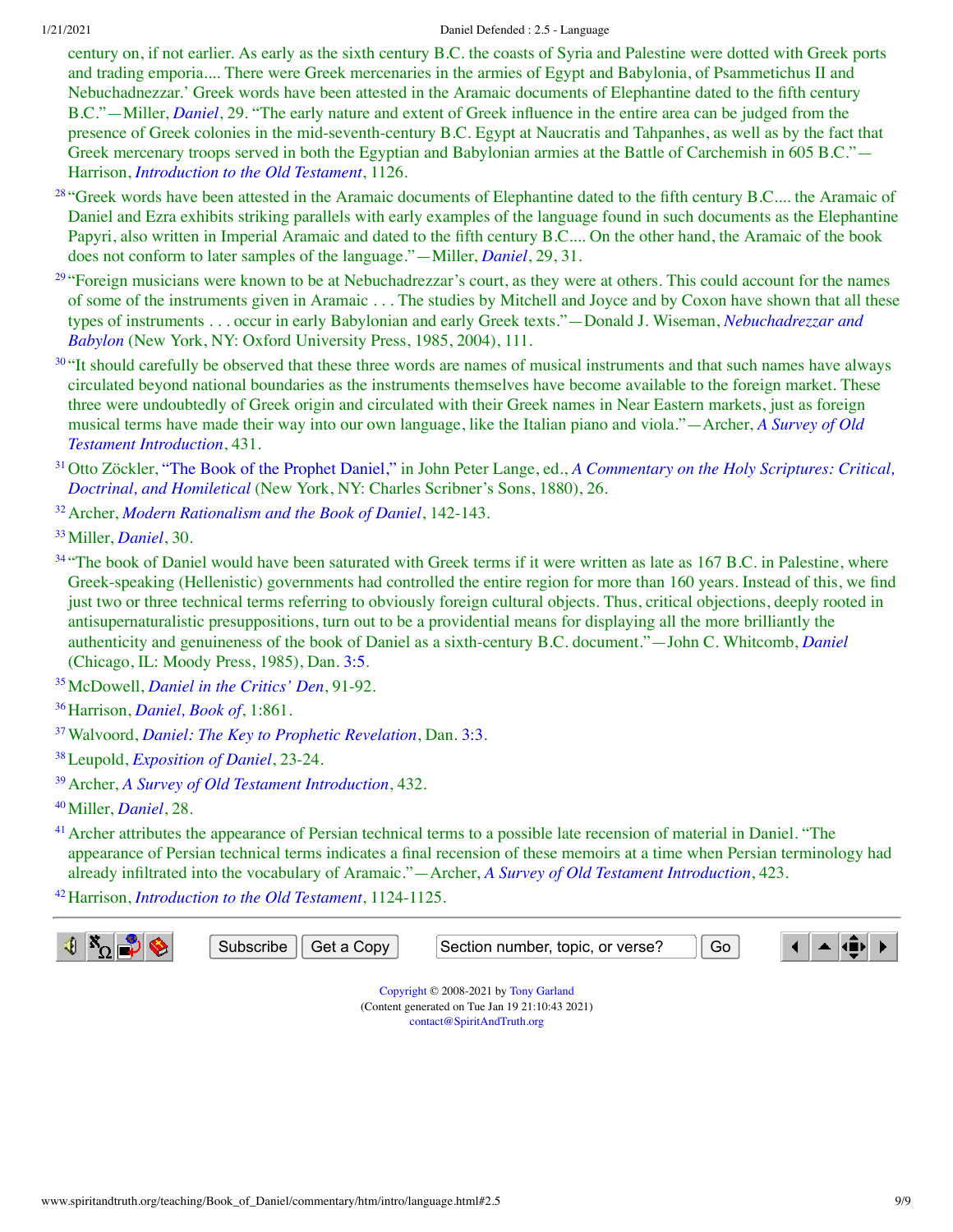century on, if not earlier. As early as the sixth century B.C. the coasts of Syria and Palestine were dotted with Greek ports and trading emporia.... There were Greek mercenaries in the armies of Egypt and Babylonia, of Psammetichus II and Nebuchadnezzar.' Greek words have been attested in the Aramaic documents of Elephantine dated to the fifth century B.C."—Miller, *Daniel*, 29. "The early nature and extent of Greek influence in the entire area can be judged from the presence of Greek colonies in the mid-seventh-century B.C. Egypt at Naucratis and Tahpanhes, as well as by the fact that Greek mercenary troops served in both the Egyptian and Babylonian armies at the Battle of Carchemish in 605 B.C."—Harrison, *Introduction to the Old Testament*, 1126.

[28] "Greek words have been attested in the Aramaic documents of Elephantine dated to the fifth century B.C.... the Aramaic of Daniel and Ezra exhibits striking parallels with early examples of the language found in such documents as the Elephantine Papyri, also written in Imperial Aramaic and dated to the fifth century B.C.... On the other hand, the Aramaic of the book does not conform to later samples of the language."—Miller, *Daniel*, 29, 31.

[29] "Foreign musicians were known to be at Nebuchadrezzar's court, as they were at others. This could account for the names of some of the instruments given in Aramaic . . . The studies by Mitchell and Joyce and by Coxon have shown that all these types of instruments . . . occur in early Babylonian and early Greek texts."—Donald J. Wiseman, *Nebuchadrezzar and Babylon* (New York, NY: Oxford University Press, 1985, 2004), 111.

[30] "It should carefully be observed that these three words are names of musical instruments and that such names have always circulated beyond national boundaries as the instruments themselves have become available to the foreign market. These three were undoubtedly of Greek origin and circulated with their Greek names in Near Eastern markets, just as foreign musical terms have made their way into our own language, like the Italian piano and viola."—Archer, *A Survey of Old Testament Introduction*, 431.

[31] Otto Zöckler, "The Book of the Prophet Daniel," in John Peter Lange, ed., *A Commentary on the Holy Scriptures: Critical, Doctrinal, and Homiletical* (New York, NY: Charles Scribner's Sons, 1880), 26.

[32] Archer, *Modern Rationalism and the Book of Daniel*, 142-143.

[33] Miller, *Daniel*, 30.

[34] "The book of Daniel would have been saturated with Greek terms if it were written as late as 167 B.C. in Palestine, where Greek-speaking (Hellenistic) governments had controlled the entire region for more than 160 years. Instead of this, we find just two or three technical terms referring to obviously foreign cultural objects. Thus, critical objections, deeply rooted in antisupernaturalistic presuppositions, turn out to be a providential means for displaying all the more brilliantly the authenticity and genuineness of the book of Daniel as a sixth-century B.C. document."—John C. Whitcomb, *Daniel* (Chicago, IL: Moody Press, 1985), Dan. 3:5.

[35] McDowell, *Daniel in the Critics' Den*, 91-92.

[36] Harrison, *Daniel, Book of*, 1:861.

[37] Walvoord, *Daniel: The Key to Prophetic Revelation*, Dan. 3:3.

[38] Leupold, *Exposition of Daniel*, 23-24.

[39] Archer, *A Survey of Old Testament Introduction*, 432.

[40] Miller, *Daniel*, 28.

[41] Archer attributes the appearance of Persian technical terms to a possible late recension of material in Daniel. "The appearance of Persian technical terms indicates a final recension of these memoirs at a time when Persian terminology had already infiltrated into the vocabulary of Aramaic."—Archer, *A Survey of Old Testament Introduction*, 423.

[42] Harrison, *Introduction to the Old Testament*, 1124-1125.

---

Subscribe | Get a Copy | Section number, topic, or verse? | Go

Copyright © 2008-2021 by Tony Garland
(Content generated on Tue Jan 19 21:10:43 2021)
contact@SpiritAndTruth.org